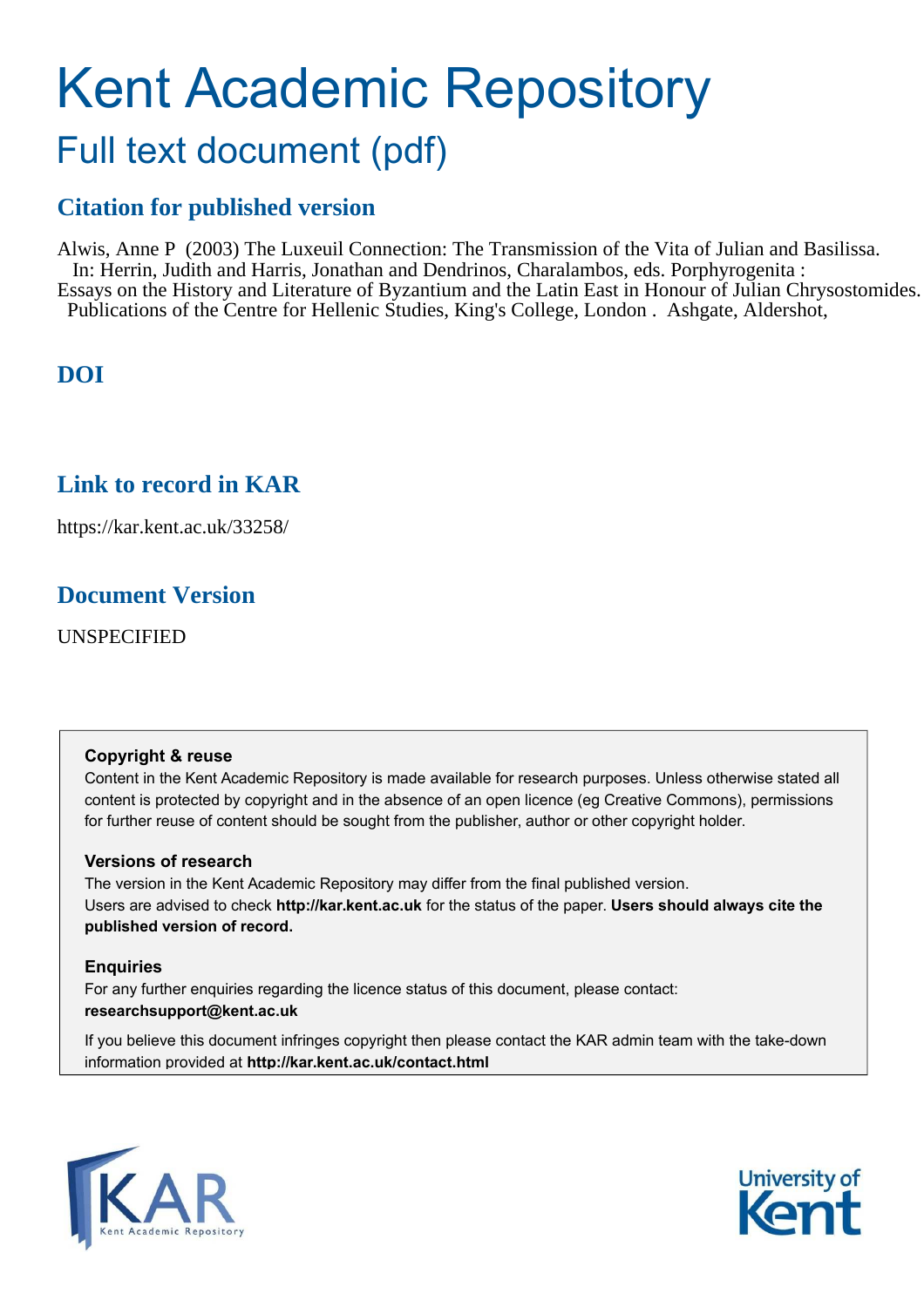# Kent Academic Repository

## Full text document (pdf)

### Citation for published version

Alwis, Anne P (2003) The Luxeuil Connection: The Transmission of the Vita of Julian and Basilissa. In: Herrin, Judith and Harris, Jonathan and Dendrinos, Charalambos, eds. Porphyrogenita : Essays on the History and Literature of Byzantium and the Latin East in Honour of Julian Chrysostomides. Publications of the Centre for Hellenic Studies, King's College, London . Ashgate, Aldershot,

### DOI

### Link to record in KAR

https://kar.kent.ac.uk/33258/

### Document Version

UNSPECIFIED

**Copyright & reuse**

Content in the Kent Academic Repository is made available for research purposes. Unless otherwise stated all content is protected by copyright and in the absence of an open licence (eg Creative Commons), permissions for further reuse of content should be sought from the publisher, author or other copyright holder.

**Versions of research**

The version in the Kent Academic Repository may differ from the final published version. Users are advised to check **http://kar.kent.ac.uk** for the status of the paper. **Users should always cite the published version of record.**

**Enquiries**

For any further enquiries regarding the licence status of this document, please contact: **researchsupport@kent.ac.uk**

If you believe this document infringes copyright then please contact the KAR admin team with the take-down information provided at **http://kar.kent.ac.uk/contact.html**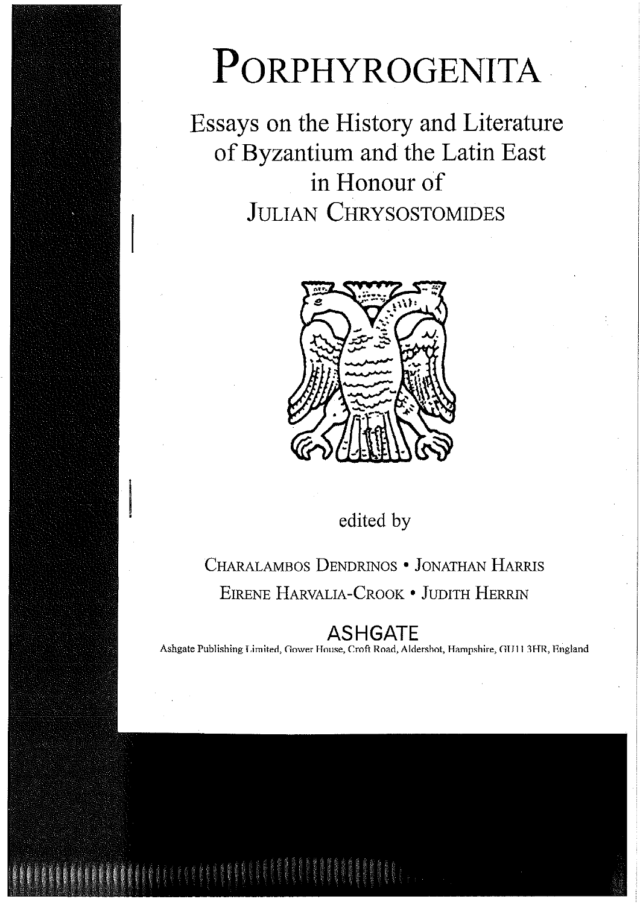# PORPHYROGENITA

## Essays on the History and Literature of Byzantium and the Latin East in Honour of JULIAN CHRYSOSTOMIDES

edited by

CHARALAMBOS DENDRINOS • JONATHAN HARRIS

EIRENE HARVALIA-CROOK • JUDITH HERRIN

ASHGATE

Ashgate Publishing Limited, Gower House, Croft Road, Aldershot, Hampshire, GU11 3HR, England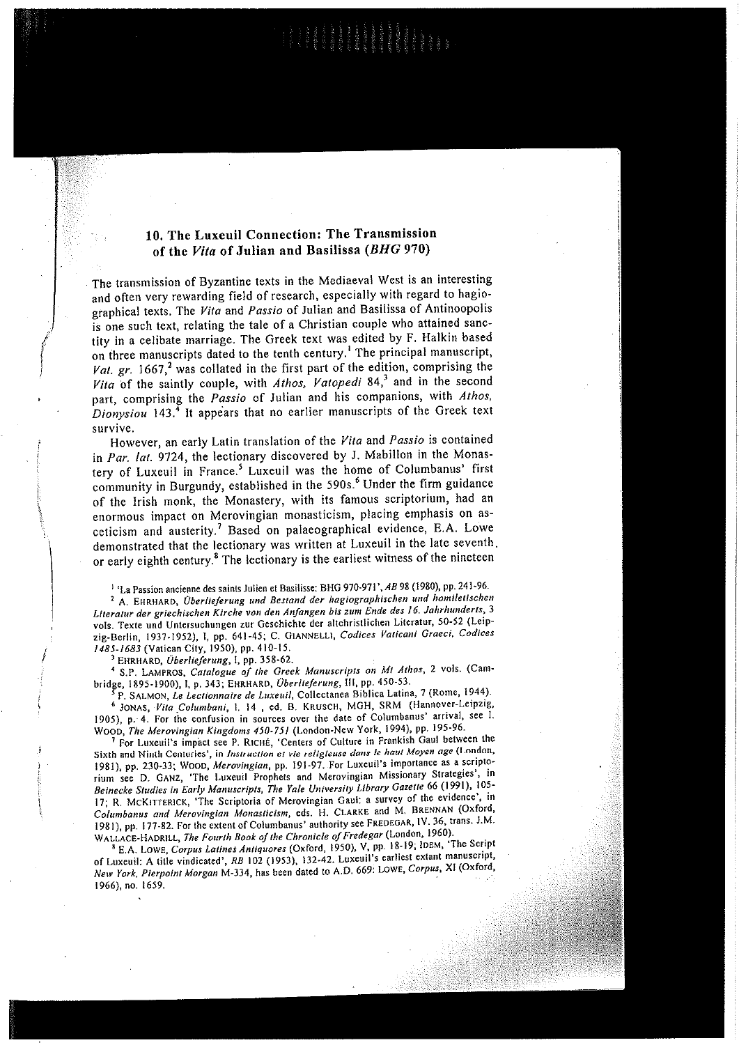## 10. The Luxeuil Connection: The Transmission of the *Vita* of Julian and Basilissa (*BHG* 970)

The transmission of Byzantine texts in the Mediaeval West is an interesting and often very rewarding field of research, especially with regard to hagiographical texts. The *Vita* and *Passio* of Julian and Basilissa of Antinoopolis is one such text, relating the tale of a Christian couple who attained sanctity in a celibate marriage. The Greek text was edited by F. Halkin based on three manuscripts dated to the tenth century.[1] The principal manuscript, *Vat. gr.* 1667,[2] was collated in the first part of the edition, comprising the *Vita* of the saintly couple, with *Athos, Vatopedi* 84,[3] and in the second part, comprising the *Passio* of Julian and his companions, with *Athos, Dionysiou* 143.[4] It appears that no earlier manuscripts of the Greek text survive.

However, an early Latin translation of the *Vita* and *Passio* is contained in *Par. lat.* 9724, the lectionary discovered by J. Mabillon in the Monastery of Luxeuil in France.[5] Luxeuil was the home of Columbanus' first community in Burgundy, established in the 590s.[6] Under the firm guidance of the Irish monk, the Monastery, with its famous scriptorium, had an enormous impact on Merovingian monasticism, placing emphasis on asceticism and austerity.[7] Based on palaeographical evidence, E.A. Lowe demonstrated that the lectionary was written at Luxeuil in the late seventh or early eighth century.[8] The lectionary is the earliest witness of the nineteen

---

[1] 'La Passion ancienne des saints Julien et Basilisse: BHG 970-971', *AB* 98 (1980), pp. 241-96.

[2] A. Ehrhard, *Überlieferung und Bestand der hagiographischen und homiletischen Literatur der griechischen Kirche von den Anfangen bis zum Ende des 16. Jahrhunderts*, 3 vols. Texte und Untersuchungen zur Geschichte der altchristlichen Literatur, 50-52 (Leipzig-Berlin, 1937-1952), I, pp. 641-45; C. Giannelli, *Codices Vaticani Graeci, Codices 1485-1683* (Vatican City, 1950), pp. 410-15.

[3] Ehrhard, *Überlieferung*, I, pp. 358-62.

[4] S.P. Lampros, *Catalogue of the Greek Manuscripts on Mt Athos*, 2 vols. (Cambridge, 1895-1900), I, p. 343; Ehrhard, *Überlieferung*, III, pp. 450-53.

[5] P. Salmon, *Le Lectionnaire de Luxeuil*, Collectanea Biblica Latina, 7 (Rome, 1944).

[6] Jonas, *Vita Columbani*, I. 14, ed. B. Krusch, MGH, SRM (Hannover-Leipzig, 1905), p. 4. For the confusion in sources over the date of Columbanus' arrival, see I. Wood, *The Merovingian Kingdoms 450-751* (London-New York, 1994), pp. 195-96.

[7] For Luxeuil's impact see P. Riché, 'Centers of Culture in Frankish Gaul between the Sixth and Ninth Centuries', in *Instruction et vie religieuse dans le haut Moyen age* (London, 1981), pp. 230-33; Wood, *Merovingian*, pp. 191-97. For Luxeuil's importance as a scriptorium see D. Ganz, 'The Luxeuil Prophets and Merovingian Missionary Strategies', in *Beinecke Studies in Early Manuscripts, The Yale University Library Gazette* 66 (1991), 105-17; R. McKitterick, 'The Scriptoria of Merovingian Gaul: a survey of the evidence', in *Columbanus and Merovingian Monasticism*, eds. H. Clarke and M. Brennan (Oxford, 1981), pp. 177-82. For the extent of Columbanus' authority see Fredegar, IV. 36, trans. J.M. Wallace-Hadrill, *The Fourth Book of the Chronicle of Fredegar* (London, 1960).

[8] E.A. Lowe, *Corpus Latines Antiquores* (Oxford, 1950), V, pp. 18-19; Idem, 'The Script of Luxeuil: A title vindicated', *RB* 102 (1953), 132-42. Luxeuil's earliest extant manuscript, *New York, Pierpoint Morgan* M-334, has been dated to A.D. 669: Lowe, *Corpus*, XI (Oxford, 1966), no. 1659.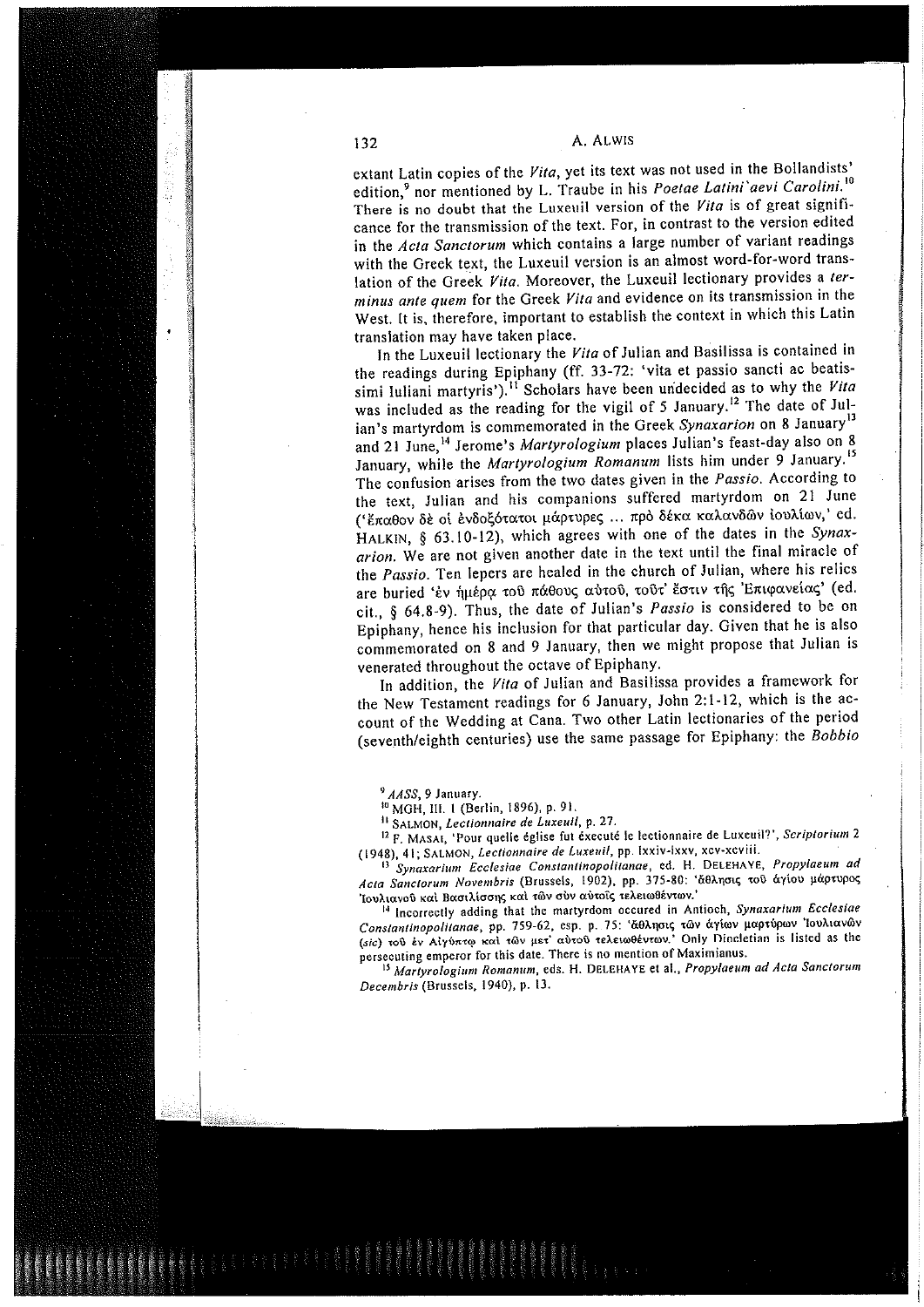extant Latin copies of the *Vita*, yet its text was not used in the Bollandists' edition,[9] nor mentioned by L. Traube in his *Poetae Latini aevi Carolini.*[10] There is no doubt that the Luxeuil version of the *Vita* is of great significance for the transmission of the text. For, in contrast to the version edited in the *Acta Sanctorum* which contains a large number of variant readings with the Greek text, the Luxeuil version is an almost word-for-word translation of the Greek *Vita*. Moreover, the Luxeuil lectionary provides a *terminus ante quem* for the Greek *Vita* and evidence on its transmission in the West. It is, therefore, important to establish the context in which this Latin translation may have taken place.

In the Luxeuil lectionary the *Vita* of Julian and Basilissa is contained in the readings during Epiphany (ff. 33-72: 'vita et passio sancti ac beatissimi Iuliani martyris').[11] Scholars have been undecided as to why the *Vita* was included as the reading for the vigil of 5 January.[12] The date of Julian's martyrdom is commemorated in the Greek *Synaxarion* on 8 January[13] and 21 June,[14] Jerome's *Martyrologium* places Julian's feast-day also on 8 January, while the *Martyrologium Romanum* lists him under 9 January.[15] The confusion arises from the two dates given in the *Passio*. According to the text, Julian and his companions suffered martyrdom on 21 June ('ἔπαθον δὲ οἱ ἐνδοξότατοι μάρτυρες ... πρὸ δέκα καλανδῶν ἰουλίων,' ed. HALKIN, § 63.10-12), which agrees with one of the dates in the *Synaxarion*. We are not given another date in the text until the final miracle of the *Passio*. Ten lepers are healed in the church of Julian, where his relics are buried 'ἐν ἡμέρᾳ τοῦ πάθους αὐτοῦ, τοῦτ' ἔστιν τῆς Ἐπιφανείας' (ed. cit., § 64.8-9). Thus, the date of Julian's *Passio* is considered to be on Epiphany, hence his inclusion for that particular day. Given that he is also commemorated on 8 and 9 January, then we might propose that Julian is venerated throughout the octave of Epiphany.

In addition, the *Vita* of Julian and Basilissa provides a framework for the New Testament readings for 6 January, John 2:1-12, which is the account of the Wedding at Cana. Two other Latin lectionaries of the period (seventh/eighth centuries) use the same passage for Epiphany: the *Bobbio*

---

[9] *AASS*, 9 January.

[10] MGH, III. 1 (Berlin, 1896), p. 91.

[11] SALMON, *Lectionnaire de Luxeuil*, p. 27.

[12] F. MASAI, 'Pour quelle église fut éxecuté le lectionnaire de Luxeuil?', *Scriptorium* 2 (1948), 41; SALMON, *Lectionnaire de Luxeuil*, pp. lxxiv-lxxv, xcv-xcviii.

[13] *Synaxarium Ecclesiae Constantinopolitanae*, ed. H. DELEHAYE, *Propylaeum ad Acta Sanctorum Novembris* (Brussels, 1902), pp. 375-80: 'ἄθλησις τοῦ ἁγίου μάρτυρος Ἰουλιανοῦ καὶ Βασιλίσσης καὶ τῶν σὺν αὐτοῖς τελειωθέντων.'

[14] Incorrectly adding that the martyrdom occured in Antioch, *Synaxarium Ecclesiae Constantinopolitanae*, pp. 759-62, esp. p. 75: 'ἄθλησις τῶν ἁγίων μαρτύρων Ἰουλιανῶν (*sic*) τοῦ ἐν Αἰγύπτῳ καὶ τῶν μετ' αὐτοῦ τελειωθέντων.' Only Diocletian is listed as the persecuting emperor for this date. There is no mention of Maximianus.

[15] *Martyrologium Romanum*, eds. H. DELEHAYE et al., *Propylaeum ad Acta Sanctorum Decembris* (Brussels, 1940), p. 13.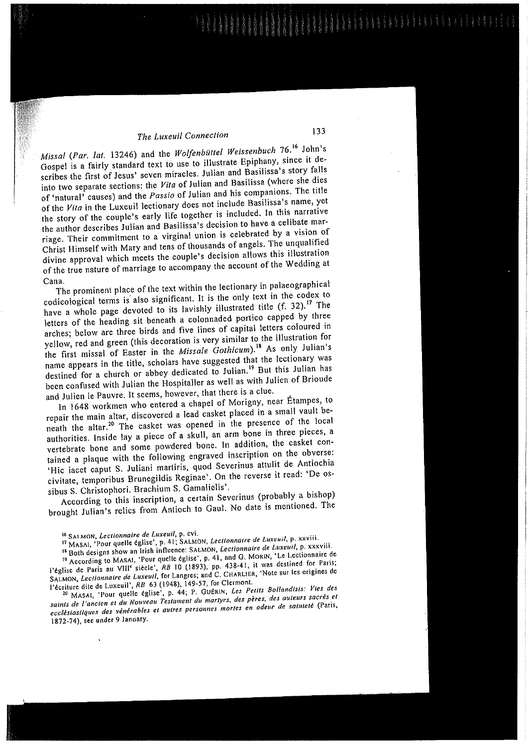*Missal* (*Par. lat.* 13246) and the *Wolfenbüttel Weissenbuch* 76.[16] John's Gospel is a fairly standard text to use to illustrate Epiphany, since it describes the first of Jesus' seven miracles. Julian and Basilissa's story falls into two separate sections: the *Vita* of Julian and Basilissa (where she dies of 'natural' causes) and the *Passio* of Julian and his companions. The title of the *Vita* in the Luxeuil lectionary does not include Basilissa's name, yet the story of the couple's early life together is included. In this narrative the author describes Julian and Basilissa's decision to have a celibate marriage. Their commitment to a virginal union is celebrated by a vision of Christ Himself with Mary and tens of thousands of angels. The unqualified divine approval which meets the couple's decision allows this illustration of the true nature of marriage to accompany the account of the Wedding at Cana.

The prominent place of the text within the lectionary in palaeographical codicological terms is also significant. It is the only text in the codex to have a whole page devoted to its lavishly illustrated title (f. 32).[17] The letters of the heading sit beneath a colonnaded portico capped by three arches; below are three birds and five lines of capital letters coloured in yellow, red and green (this decoration is very similar to the illustration for the first missal of Easter in the *Missale Gothicum*).[18] As only Julian's name appears in the title, scholars have suggested that the lectionary was destined for a church or abbey dedicated to Julian.[19] But this Julian has been confused with Julian the Hospitaller as well as with Julien of Brioude and Julien le Pauvre. It seems, however, that there is a clue.

In 1648 workmen who entered a chapel of Morigny, near Étampes, to repair the main altar, discovered a lead casket placed in a small vault beneath the altar.[20] The casket was opened in the presence of the local authorities. Inside lay a piece of a skull, an arm bone in three pieces, a vertebrate bone and some powdered bone. In addition, the casket contained a plaque with the following engraved inscription on the obverse: 'Hic iacet caput S. Juliani martiris, quod Severinus attulit de Antiochia civitate, temporibus Brunegildis Reginae'. On the reverse it read: 'De ossibus S. Christophori. Brachium S. Gamalielis'.

According to this inscription, a certain Severinus (probably a bishop) brought Julian's relics from Antioch to Gaul. No date is mentioned. The

---

[16] SALMON, *Lectionnaire de Luxeuil*, p. cvi.

[17] MASAI, 'Pour quelle église', p. 41; SALMON, *Lectionnaire de Luxeuil*, p. xxviii.

[18] Both designs show an Irish influence: SALMON, *Lectionnaire de Luxeuil*, p. xxxviii.

[19] According to MASAI, 'Pour quelle église', p. 41, and G. MORIN, 'Le Lectionnaire de l'église de Paris au VIII<sup>e</sup> siècle', *RB* 10 (1893), pp. 438-41, it was destined for Paris; SALMON, *Lectionnaire de Luxeuil*, for Langres; and C. CHARLIER, 'Note sur les origines de l'écriture dite de Luxeuil', *RB* 63 (1948), 149-57, for Clermont.

[20] MASAI, 'Pour quelle église', p. 44; P. GUÉRIN, *Les Petits Bollandists: Vies des saints de l'ancien et du Nouveau Testament du martyrs, des pères, des auteurs sacrés et ecclésiastiques des vénérables et autres personnes mortes en odeur de sainteté* (Paris, 1872-74), see under 9 January.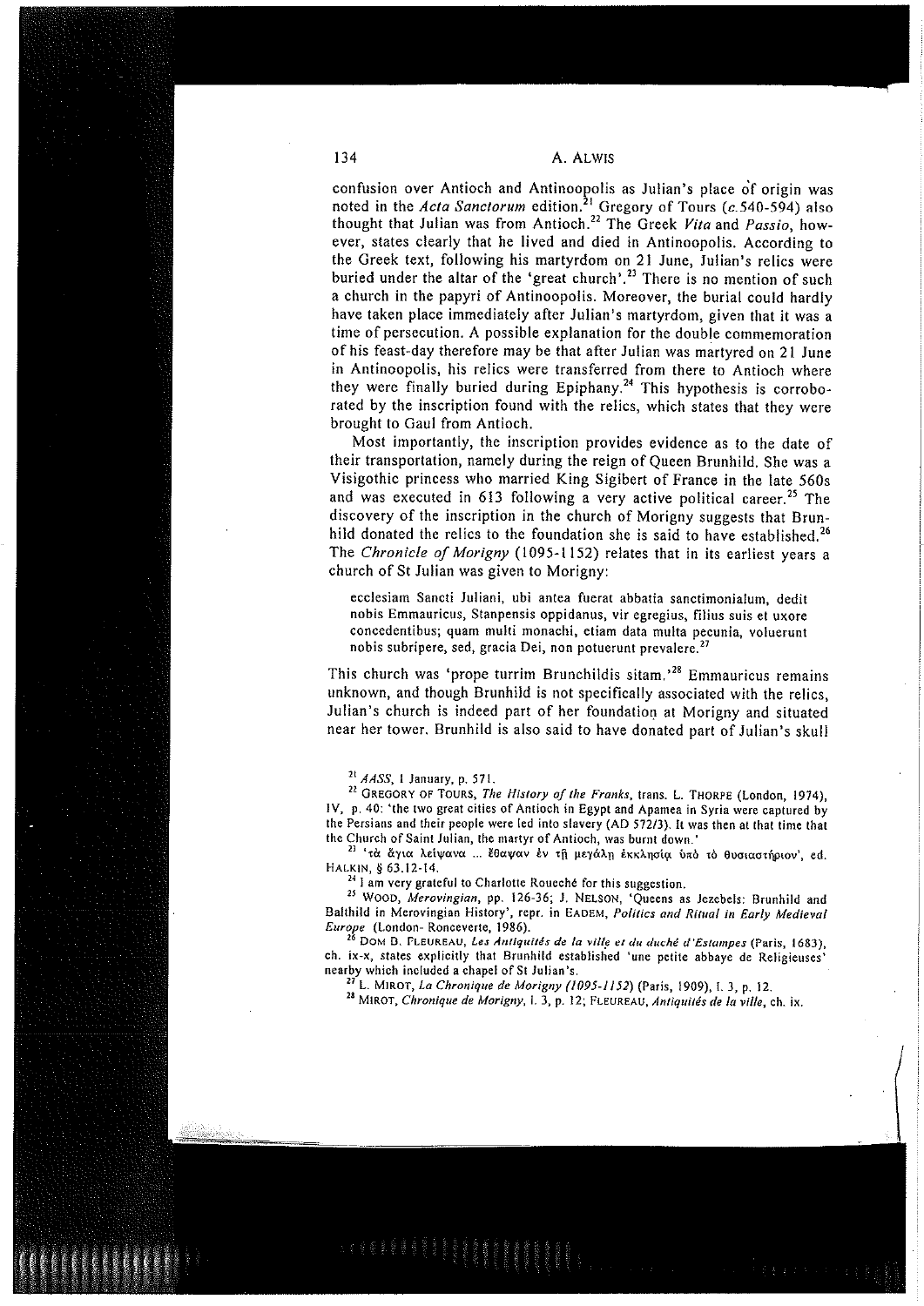confusion over Antioch and Antinoopolis as Julian's place of origin was noted in the *Acta Sanctorum* edition.[21] Gregory of Tours (*c.*540-594) also thought that Julian was from Antioch.[22] The Greek *Vita* and *Passio*, however, states clearly that he lived and died in Antinoopolis. According to the Greek text, following his martyrdom on 21 June, Julian's relics were buried under the altar of the 'great church'.[23] There is no mention of such a church in the papyri of Antinoopolis. Moreover, the burial could hardly have taken place immediately after Julian's martyrdom, given that it was a time of persecution. A possible explanation for the double commemoration of his feast-day therefore may be that after Julian was martyred on 21 June in Antinoopolis, his relics were transferred from there to Antioch where they were finally buried during Epiphany.[24] This hypothesis is corroborated by the inscription found with the relics, which states that they were brought to Gaul from Antioch.

Most importantly, the inscription provides evidence as to the date of their transportation, namely during the reign of Queen Brunhild. She was a Visigothic princess who married King Sigibert of France in the late 560s and was executed in 613 following a very active political career.[25] The discovery of the inscription in the church of Morigny suggests that Brunhild donated the relics to the foundation she is said to have established.[26] The *Chronicle of Morigny* (1095-1152) relates that in its earliest years a church of St Julian was given to Morigny:

> ecclesiam Sancti Juliani, ubi antea fuerat abbatia sanctimonialum, dedit nobis Emmauricus, Stanpensis oppidanus, vir egregius, filius suis et uxore concedentibus; quam multi monachi, etiam data multa pecunia, voluerunt nobis subripere, sed, gracia Dei, non potuerunt prevalere.[27]

This church was 'prope turrim Brunchildis sitam.'[28] Emmauricus remains unknown, and though Brunhild is not specifically associated with the relics, Julian's church is indeed part of her foundation at Morigny and situated near her tower. Brunhild is also said to have donated part of Julian's skull

---

[21] *AASS*, 1 January, p. 571.

[22] GREGORY OF TOURS, *The History of the Franks*, trans. L. THORPE (London, 1974), IV, p. 40: 'the two great cities of Antioch in Egypt and Apamea in Syria were captured by the Persians and their people were led into slavery (AD 572/3). It was then at that time that the Church of Saint Julian, the martyr of Antioch, was burnt down.'

[23] 'τὰ ἅγια λείψανα ... ἔθαψαν ἐν τῇ μεγάλῃ ἐκκλησίᾳ ὑπὸ τὸ θυσιαστήριον', ed. HALKIN, § 63.12-14.

[24] I am very grateful to Charlotte Roueché for this suggestion.

[25] WOOD, *Merovingian*, pp. 126-36; J. NELSON, 'Queens as Jezebels: Brunhild and Balthild in Merovingian History', repr. in EADEM, *Politics and Ritual in Early Medieval Europe* (London- Ronceverte, 1986).

[26] DOM B. FLEUREAU, *Les Antiquités de la ville et du duché d'Estampes* (Paris, 1683), ch. ix-x, states explicitly that Brunhild established 'une petite abbaye de Religieuses' nearby which included a chapel of St Julian's.

[27] L. MIROT, *La Chronique de Morigny (1095-1152)* (Paris, 1909), I. 3, p. 12.

[28] MIROT, *Chronique de Morigny*, I. 3, p. 12; FLEUREAU, *Antiquités de la ville*, ch. ix.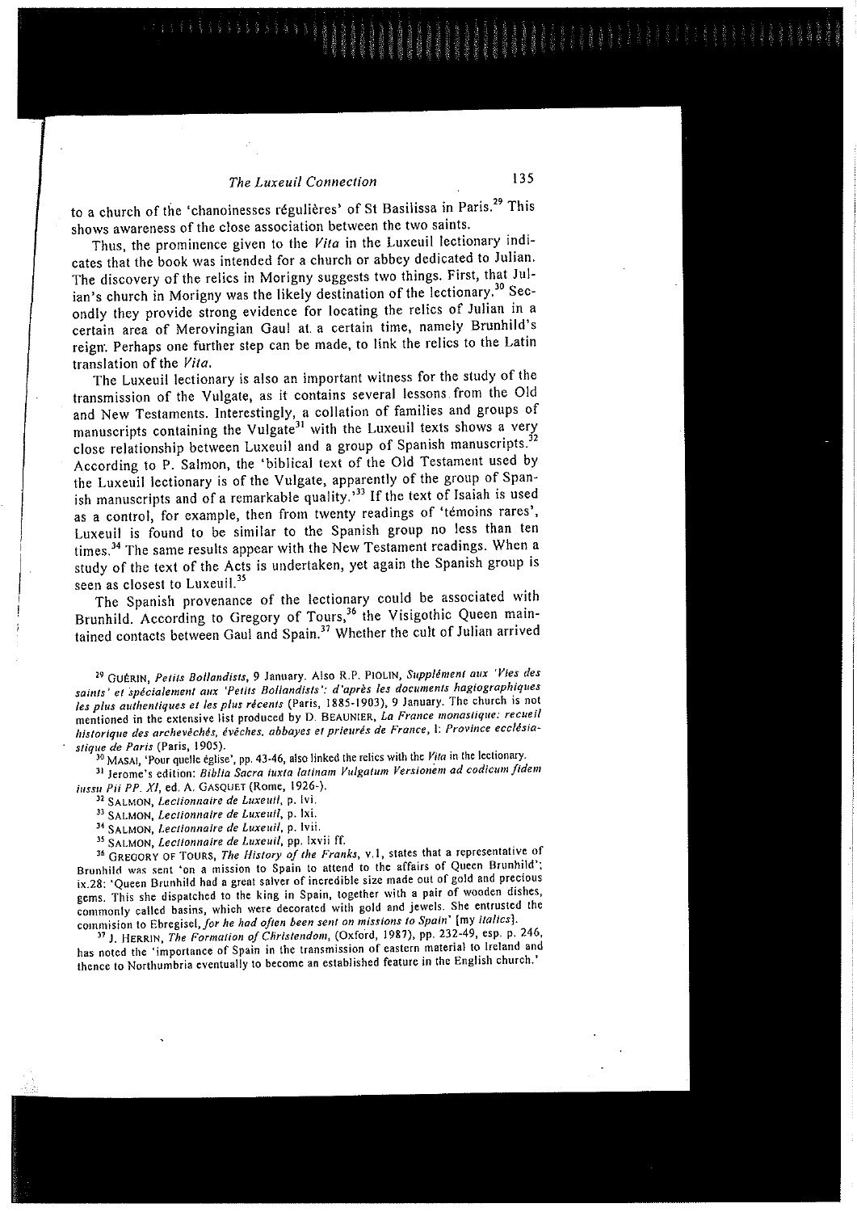to a church of the 'chanoinesses régulières' of St Basilissa in Paris.[29] This shows awareness of the close association between the two saints.

Thus, the prominence given to the *Vita* in the Luxeuil lectionary indicates that the book was intended for a church or abbey dedicated to Julian. The discovery of the relics in Morigny suggests two things. First, that Julian's church in Morigny was the likely destination of the lectionary.[30] Secondly they provide strong evidence for locating the relics of Julian in a certain area of Merovingian Gaul at a certain time, namely Brunhild's reign. Perhaps one further step can be made, to link the relics to the Latin translation of the *Vita*.

The Luxeuil lectionary is also an important witness for the study of the transmission of the Vulgate, as it contains several lessons from the Old and New Testaments. Interestingly, a collation of families and groups of manuscripts containing the Vulgate[31] with the Luxeuil texts shows a very close relationship between Luxeuil and a group of Spanish manuscripts.[32] According to P. Salmon, the 'biblical text of the Old Testament used by the Luxeuil lectionary is of the Vulgate, apparently of the group of Spanish manuscripts and of a remarkable quality.'[33] If the text of Isaiah is used as a control, for example, then from twenty readings of 'témoins rares', Luxeuil is found to be similar to the Spanish group no less than ten times.[34] The same results appear with the New Testament readings. When a study of the text of the Acts is undertaken, yet again the Spanish group is seen as closest to Luxeuil.[35]

The Spanish provenance of the lectionary could be associated with Brunhild. According to Gregory of Tours,[36] the Visigothic Queen maintained contacts between Gaul and Spain.[37] Whether the cult of Julian arrived

---

[29] GUÉRIN, *Petits Bollandists*, 9 January. Also R.P. PIOLIN, *Supplément aux 'Vies des saints' et spécialement aux 'Petits Bollandists': d'après les documents hagiographiques les plus authentiques et les plus récents* (Paris, 1885-1903), 9 January. The church is not mentioned in the extensive list produced by D. BEAUNIER, *La France monastique: recueil historique des archevêchés, évêches, abbayes et prieurés de France*, I: *Province ecclésiastique de Paris* (Paris, 1905).

[30] MASAI, 'Pour quelle église', pp. 43-46, also linked the relics with the *Vita* in the lectionary.

[31] Jerome's edition: *Biblia Sacra iuxta latinam Vulgatum Versionem ad codicum fidem iussu Pii PP. XI*, ed. A. GASQUET (Rome, 1926-).

[32] SALMON, *Lectionnaire de Luxeuil*, p. lvi.

[33] SALMON, *Lectionnaire de Luxeuil*, p. lxi.

[34] SALMON, *Lectionnaire de Luxeuil*, p. lvii.

[35] SALMON, *Lectionnaire de Luxeuil*, pp. lxvii ff.

[36] GREGORY OF TOURS, *The History of the Franks*, v.1, states that a representative of Brunhild was sent 'on a mission to Spain to attend to the affairs of Queen Brunhild'; ix.28: 'Queen Brunhild had a great salver of incredible size made out of gold and precious gems. This she dispatched to the king in Spain, together with a pair of wooden dishes, commonly called basins, which were decorated with gold and jewels. She entrusted the commision to Ebregisel, *for he had often been sent on missions to Spain*' [my *italics*].

[37] J. HERRIN, *The Formation of Christendom*, (Oxford, 1987), pp. 232-49, esp. p. 246, has noted the 'importance of Spain in the transmission of eastern material to Ireland and thence to Northumbria eventually to become an established feature in the English church.'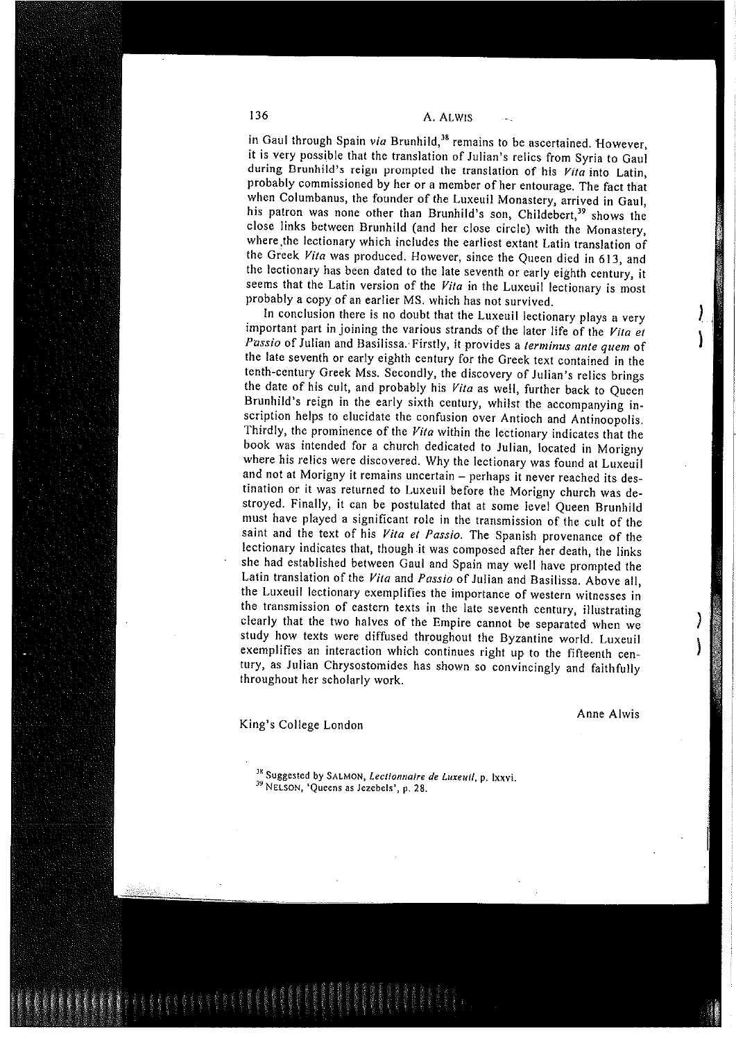in Gaul through Spain *via* Brunhild,[38] remains to be ascertained. However, it is very possible that the translation of Julian's relics from Syria to Gaul during Brunhild's reign prompted the translation of his *Vita* into Latin, probably commissioned by her or a member of her entourage. The fact that when Columbanus, the founder of the Luxeuil Monastery, arrived in Gaul, his patron was none other than Brunhild's son, Childebert,[39] shows the close links between Brunhild (and her close circle) with the Monastery, where the lectionary which includes the earliest extant Latin translation of the Greek *Vita* was produced. However, since the Queen died in 613, and the lectionary has been dated to the late seventh or early eighth century, it seems that the Latin version of the *Vita* in the Luxeuil lectionary is most probably a copy of an earlier MS. which has not survived.

In conclusion there is no doubt that the Luxeuil lectionary plays a very important part in joining the various strands of the later life of the *Vita et Passio* of Julian and Basilissa. Firstly, it provides a *terminus ante quem* of the late seventh or early eighth century for the Greek text contained in the tenth-century Greek Mss. Secondly, the discovery of Julian's relics brings the date of his cult, and probably his *Vita* as well, further back to Queen Brunhild's reign in the early sixth century, whilst the accompanying inscription helps to elucidate the confusion over Antioch and Antinoopolis. Thirdly, the prominence of the *Vita* within the lectionary indicates that the book was intended for a church dedicated to Julian, located in Morigny where his relics were discovered. Why the lectionary was found at Luxeuil and not at Morigny it remains uncertain – perhaps it never reached its destination or it was returned to Luxeuil before the Morigny church was destroyed. Finally, it can be postulated that at some level Queen Brunhild must have played a significant role in the transmission of the cult of the saint and the text of his *Vita et Passio*. The Spanish provenance of the lectionary indicates that, though it was composed after her death, the links she had established between Gaul and Spain may well have prompted the Latin translation of the *Vita* and *Passio* of Julian and Basilissa. Above all, the Luxeuil lectionary exemplifies the importance of western witnesses in the transmission of eastern texts in the late seventh century, illustrating clearly that the two halves of the Empire cannot be separated when we study how texts were diffused throughout the Byzantine world. Luxeuil exemplifies an interaction which continues right up to the fifteenth century, as Julian Chrysostomides has shown so convincingly and faithfully throughout her scholarly work.

Anne Alwis

King's College London

[38] Suggested by SALMON, *Lectionnaire de Luxeuil*, p. lxxvi.

[39] NELSON, 'Queens as Jezebels', p. 28.